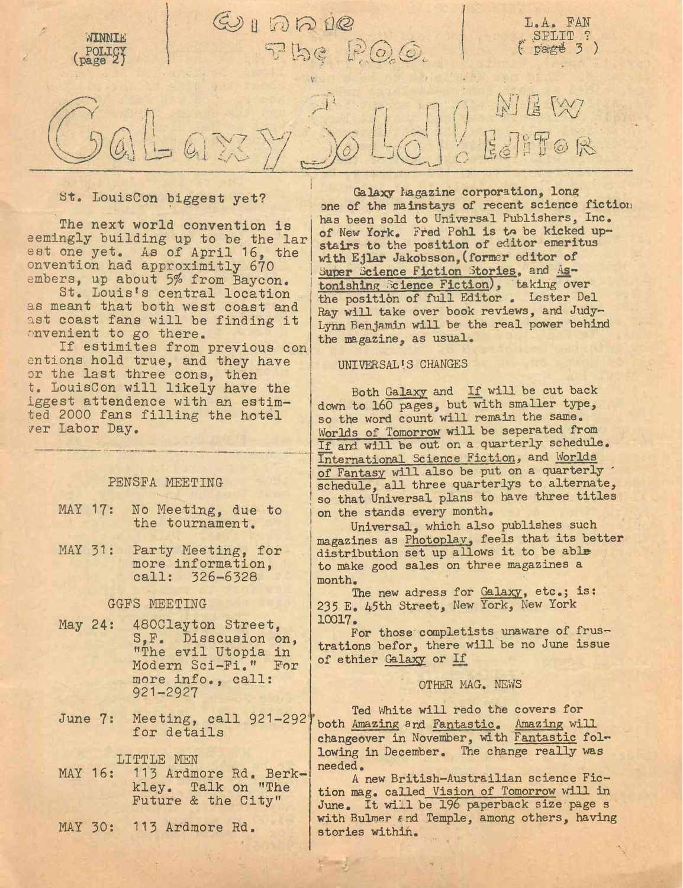WINNIE POLICY (page 2)

# Winnie The Poo.

L.A. FAN SPLIT ? (page 3)

# Galaxy Sold! New Editor

## St. LouisCon biggest yet?

The next world convention is eemingly building up to be the lar est one yet. As of April 16, the onvention had approximitly 670 embers, up about 5% from Baycon.

St. Louis's central location as meant that both west coast and ast coast fans will be finding it onvenient to go there.

If estimites from previous con entions hold true, and they have or the last three cons, then t. LouisCon will likely have the iggest attendence with an estim- ted 2000 fans filling the hotel ver Labor Day.

### PENSFA MEETING

MAY 17: No Meeting, due to the tournament.

MAY 31: Party Meeting, for more information, call: 326-6328

### GGFS MEETING

May 24: 480Clayton Street, S,F. Disscusion on, "The evil Utopia in Modern Sci-Fi." For more info., call: 921-2927

June 7: Meeting, call 921-2927 for details

### LITTLE MEN

MAY 16: 113 Ardmore Rd. Berk- kley. Talk on "The Future & the City"

MAY 30: 113 Ardmore Rd.

---

Galaxy Magazine corporation, long one of the mainstays of recent science fiction has been sold to Universal Publishers, Inc. of New York. Fred Pohl is to be kicked up- stairs to the position of editor emeritus with Ejlar Jakobsson,(former editor of Super Science Fiction Stories, and Astonishing Science Fiction), taking over the position of full Editor . Lester Del Ray will take over book reviews, and Judy- Lynn Benjamin will be the real power behind the magazine, as usual.

### UNIVERSAL'S CHANGES

Both Galaxy and If will be cut back down to 160 pages, but with smaller type, so the word count will remain the same. Worlds of Tomorrow will be seperated from If and will be out on a quarterly schedule. International Science Fiction, and Worlds of Fantasy will also be put on a quarterly schedule, all three quarterlys to alternate, so that Universal plans to have three titles on the stands every month.

Universal, which also publishes such magazines as Photoplay, feels that its better distribution set up allows it to be able to make good sales on three magazines a month.

The new adress for Galaxy, etc.; is: 235 E. 45th Street, New York, New York 10017.

For those completists unaware of frus- trations befor, there will be no June issue of ethier Galaxy or If

### OTHER MAG. NEWS

Ted White will redo the covers for both Amazing and Fantastic. Amazing will changeover in November, with Fantastic fol- lowing in December. The change really was needed.

A new British-Austrailian science Fic- tion mag. called Vision of Tomorrow will in June. It will be 196 paperback size page s with Bulmer and Temple, among others, having stories within.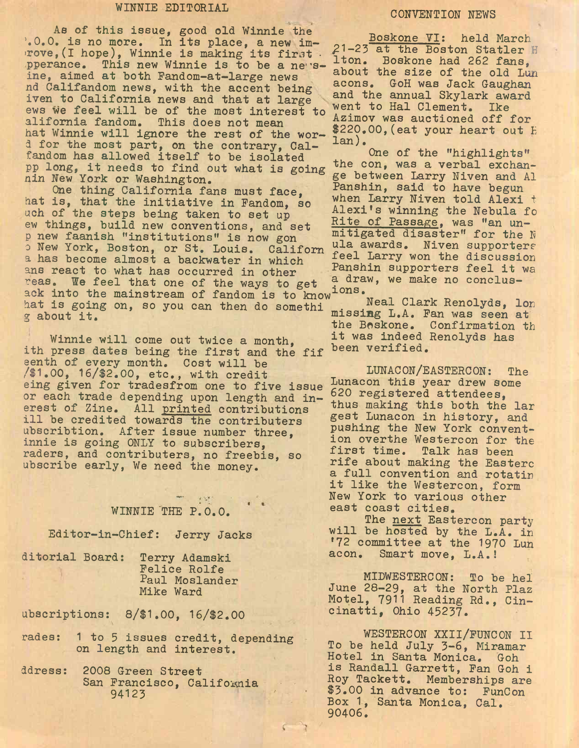## WINNIE EDITORIAL

As of this issue, good old Winnie the P.O.O. is no more. In its place, a new improve,(I hope), Winnie is making its first apperance. This new Winnie is to be a newszine, aimed at both Fandom-at-large news and Califandom news, with the accent being given to California news and that at large news we feel will be of the most interest to California fandom. This does not mean that Winnie will ignore the rest of the world for the most part, on the contrary, Califandom has allowed itself to be isolated too long, it needs to find out what is going on in New York or Washington.

One thing California fans must face, that is, that the initiative in Fandom, so much of the steps being taken to set up new things, build new conventions, and set up new faanish "institutions" is now gone to New York, Boston, or St. Louis. California has become almost a backwater in which fans react to what has occurred in other areas. We feel that one of the ways to get back into the mainstream of fandom is to know what is going on, so you can then do something about it.

Winnie will come out twice a month, with press dates being the first and the fifteenth of every month. Cost will be 8/$1.00, 16/$2.00, etc., with credit being given for tradesfrom one to five issue for each trade depending upon length and interest of Zine. All printed contributions will be credited towards the contributers subscribtion. After issue number three, Winnie is going ONLY to subscribers, traders, and contributers, no freebis, so subscribe early, We need the money.

### WINNIE THE P.O.O.

Editor-in-Chief: Jerry Jacks

Editorial Board: Terry Adamski
Felice Rolfe
Paul Moslander
Mike Ward

Subscriptions: 8/$1.00, 16/$2.00

Trades: 1 to 5 issues credit, depending on length and interest.

Address: 2008 Green Street
San Francisco, California
94123

## CONVENTION NEWS

Boskone VI: held March 21-23 at the Boston Statler Hilton. Boskone had 262 fans, about the size of the old Lunacons. GoH was Jack Gaughan and the annual Skylark award went to Hal Clement. Ike Azimov was auctioned off for $220.00,(eat your heart out Harlan).

One of the "highlights" of the con, was a verbal exchange between Larry Niven and Al Panshin, said to have begun when Larry Niven told Alexi that Alexi's winning the Nebula for Rite of Passage, was "an unmitigated disaster" for the Nebula awards. Niven supporters feel Larry won the discussion, Panshin supporters feel it was a draw, we make no conclusions.

Neal Clark Renolyds, long missing L.A. Fan was seen at the Boskone. Confirmation that it was indeed Renolyds has been verified.

LUNACON/EASTERCON: The Lunacon this year drew some 620 registered attendees, thus making this both the largest Lunacon in history, and pushing the New York convention overthe Westercon for the first time. Talk has been rife about making the Eastercon a full convention and rotating it like the Westercon, form New York to various other east coast cities.

The next Eastercon party will be hosted by the L.A. in '72 committee at the 1970 Lunacon. Smart move, L.A.!

MIDWESTERCON: To be held June 28-29, at the North Plaza Motel, 7911 Reading Rd., Cincinatti, Ohio 45237.

WESTERCON XXII/FUNCON II To be held July 3-6, Miramar Hotel in Santa Monica. Goh is Randall Garrett, Fan Goh is Roy Tackett. Memberships are $3.00 in advance to: FunCon Box 1, Santa Monica, Cal. 90406.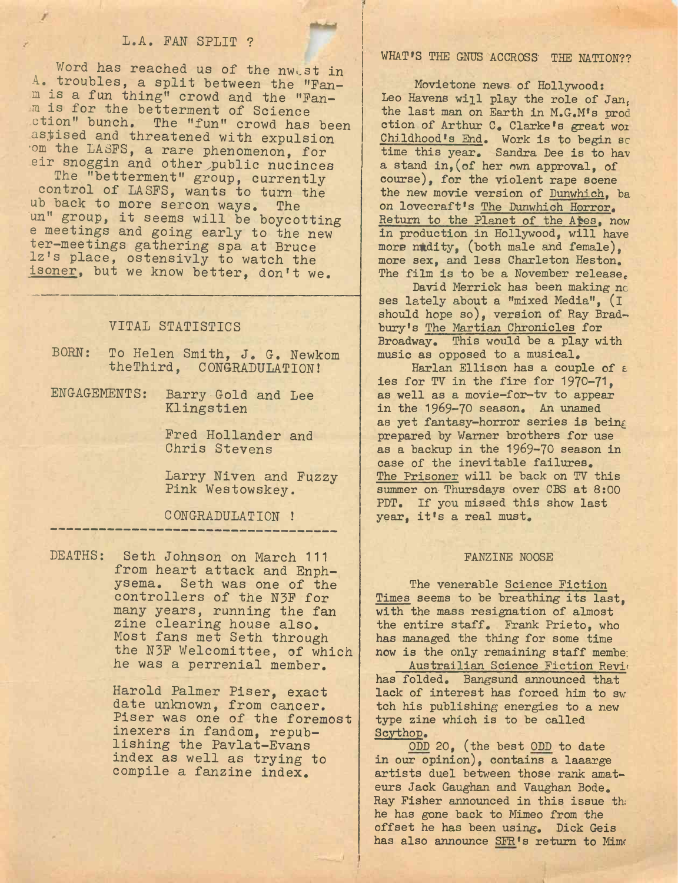## L.A. FAN SPLIT ?

Word has reached us of the nwest in A. troubles, a split between the "Fan-m is a fun thing" crowd and the "Fan-m is for the betterment of Science ction" bunch. The "fun" crowd has been as$ised and threatened with expulsion om the LASFS, a rare phenomenon, for eir snoggin and other public nucinces

The "betterment" group, currently control of LASFS, wants to turn the ub back to more sercon ways. The un" group, it seems will be boycotting e meetings and going early to the new ter-meetings gathering spa at Bruce lz's place, ostensivly to watch the isoner, but we know better, don't we.

## VITAL STATISTICS

BORN: To Helen Smith, J. G. Newkom theThird, CONGRADULATION!

ENGAGEMENTS: Barry Gold and Lee Klingstien

Fred Hollander and Chris Stevens

Larry Niven and Fuzzy Pink Westowskey.

CONGRADULATION !

DEATHS: Seth Johnson on March 111 from heart attack and Enphysema. Seth was one of the controllers of the N3F for many years, running the fan zine clearing house also. Most fans met Seth through the N3F Welcomittee, of which he was a perrenial member.

Harold Palmer Piser, exact date unknown, from cancer. Piser was one of the foremost inexers in fandom, republishing the Pavlat-Evans index as well as trying to compile a fanzine index.

## WHAT'S THE GNUS ACCROSS THE NATION??

Movietone news of Hollywood: Leo Havens will play the role of Jan, the last man on Earth in M.G.M's prod ction of Arthur C. Clarke's great wor Childhood's End. Work is to begin sc time this year. Sandra Dee is to hav a stand in,(of her own approval, of course), for the violent rape scene the new movie version of Dunwhich, ba on lovecraft's The Dunwhich Horror. Return to the Planet of the Apes, now in production in Hollywood, will have more nudity, (both male and female), more sex, and less Charleton Heston. The film is to be a November release.

David Merrick has been making nc ses lately about a "mixed Media", (I should hope so), version of Ray Bradbury's The Martian Chronicles for Broadway. This would be a play with music as opposed to a musical.

Harlan Ellison has a couple of s ies for TV in the fire for 1970-71, as well as a movie-for-tv to appear in the 1969-70 season. An unamed as yet fantasy-horror series is being prepared by Warner brothers for use as a backup in the 1969-70 season in case of the inevitable failures. The Prisoner will be back on TV this summer on Thursdays over CBS at 8:00 PDT. If you missed this show last year, it's a real must.

## FANZINE NOOSE

The venerable Science Fiction Times seems to be breathing its last, with the mass resignation of almost the entire staff. Frank Prieto, who has managed the thing for some time now is the only remaining staff membe

Austrailian Science Fiction Revi has folded. Bangsund announced that lack of interest has forced him to sw tch his publishing energies to a new type zine which is to be called Scythop.

ODD 20, (the best ODD to date in our opinion), contains a laaarge artists duel between those rank amateurs Jack Gaughan and Vaughan Bode. Ray Fisher announced in this issue th he has gone back to Mimeo from the offset he has been using. Dick Geis has also announce SFR's return to Mim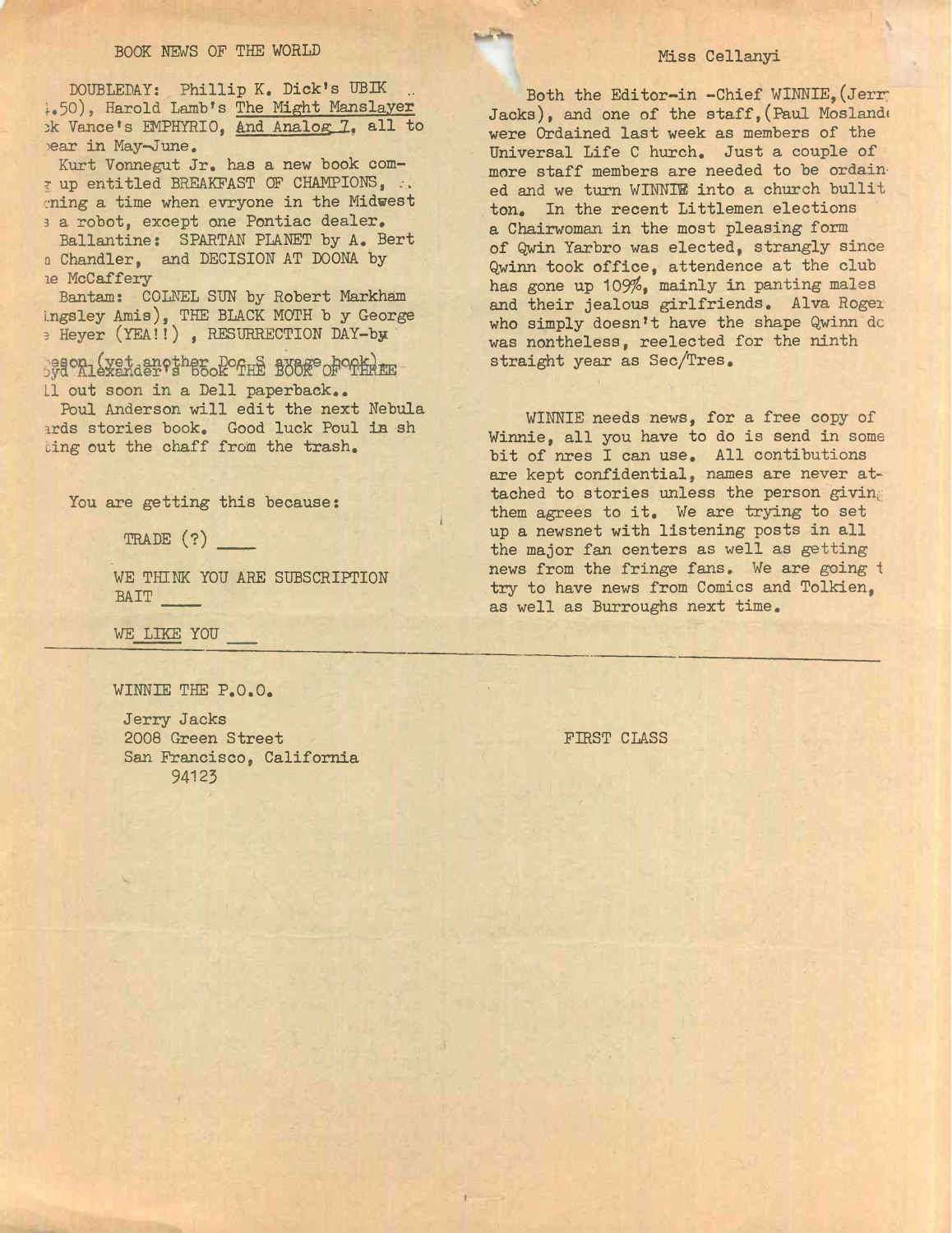## BOOK NEWS OF THE WORLD

DOUBLEDAY: Phillip K. Dick's UBIK .. ‡.50), Harold Lamb's The Might Manslayer ɔk Vance's EMPHYRIO, And Analog 7, all to ɔear in May-June.

Kurt Vonnegut Jr. has a new book com- ɾ up entitled BREAKFAST OF CHAMPIONS, .. cning a time when evryone in the Midwest ɜ a robot, except one Pontiac dealer.

Ballantine: SPARTAN PLANET by A. Bert ɑ Chandler, and DECISION AT DOONA by ıe McCaffery

Bantam: COLNEL SUN by Robert Markham ıngsley Amis), THE BLACK MOTH b y George ɜ Heyer (YEA!!) , RESURRECTION DAY-by

ɔeson (yet another Doc S avage book) ɔyd Alexander's book THE BOOK OF THREE ll out soon in a Dell paperback..

Poul Anderson will edit the next Nebula ırds stories book. Good luck Poul in sh ting out the chaff from the trash.

You are getting this because:

TRADE (?) ___

WE THINK YOU ARE SUBSCRIPTION BAIT ___

WE LIKE YOU ___

Miss Cellanyi

Both the Editor-in -Chief WINNIE, (Jerr Jacks), and one of the staff, (Paul Moslande were Ordained last week as members of the Universal Life C hurch. Just a couple of more staff members are needed to be ordain ed and we turn WINNIE into a church bullit ton. In the recent Littlemen elections a Chairwoman in the most pleasing form of Qwin Yarbro was elected, strangly since Qwinn took office, attendence at the club has gone up 109%, mainly in panting males and their jealous girlfriends. Alva Roger who simply doesn't have the shape Qwinn dc was nontheless, reelected for the ninth straight year as Sec/Tres.

WINNIE needs news, for a free copy of Winnie, all you have to do is send in some bit of nres I can use. All contibutions are kept confidential, names are never at- tached to stories unless the person giving them agrees to it. We are trying to set up a newsnet with listening posts in all the major fan centers as well as getting news from the fringe fans. We are going t try to have news from Comics and Tolkien, as well as Burroughs next time.

---

WINNIE THE P.O.O.

Jerry Jacks
2008 Green Street
San Francisco, California
94123

FIRST CLASS